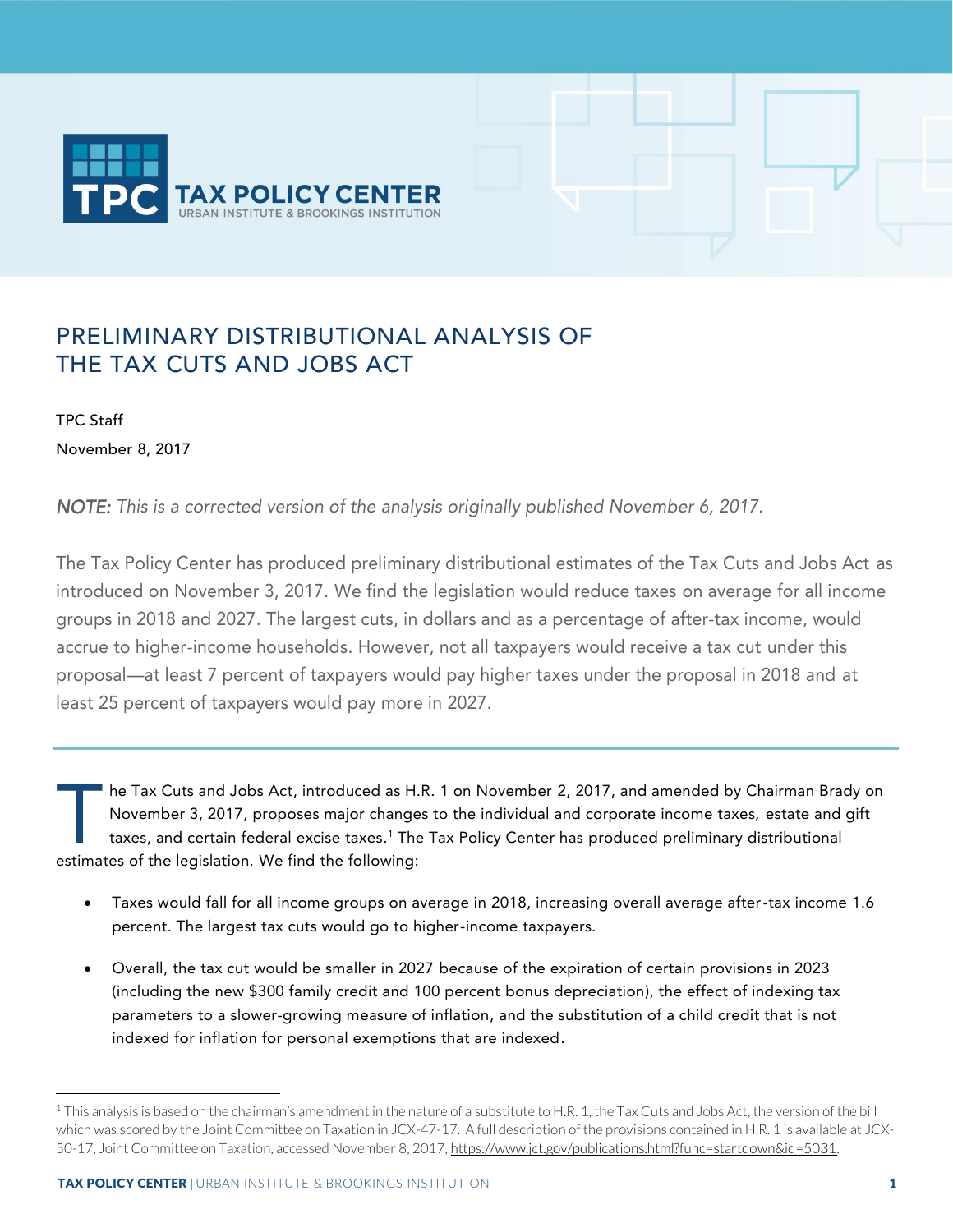# PRELIMINARY DISTRIBUTIONAL ANALYSIS OF THE TAX CUTS AND JOBS ACT

TPC Staff

November 8, 2017

*NOTE: This is a corrected version of the analysis originally published November 6, 2017.*

The Tax Policy Center has produced preliminary distributional estimates of the Tax Cuts and Jobs Act as introduced on November 3, 2017. We find the legislation would reduce taxes on average for all income groups in 2018 and 2027. The largest cuts, in dollars and as a percentage of after-tax income, would accrue to higher-income households. However, not all taxpayers would receive a tax cut under this proposal—at least 7 percent of taxpayers would pay higher taxes under the proposal in 2018 and at least 25 percent of taxpayers would pay more in 2027.

---

The Tax Cuts and Jobs Act, introduced as H.R. 1 on November 2, 2017, and amended by Chairman Brady on November 3, 2017, proposes major changes to the individual and corporate income taxes, estate and gift taxes, and certain federal excise taxes.[1] The Tax Policy Center has produced preliminary distributional estimates of the legislation. We find the following:

- Taxes would fall for all income groups on average in 2018, increasing overall average after-tax income 1.6 percent. The largest tax cuts would go to higher-income taxpayers.
- Overall, the tax cut would be smaller in 2027 because of the expiration of certain provisions in 2023 (including the new $300 family credit and 100 percent bonus depreciation), the effect of indexing tax parameters to a slower-growing measure of inflation, and the substitution of a child credit that is not indexed for inflation for personal exemptions that are indexed.

[1] This analysis is based on the chairman's amendment in the nature of a substitute to H.R. 1, the Tax Cuts and Jobs Act, the version of the bill which was scored by the Joint Committee on Taxation in JCX-47-17. A full description of the provisions contained in H.R. 1 is available at JCX-50-17, Joint Committee on Taxation, accessed November 8, 2017, https://www.jct.gov/publications.html?func=startdown&id=5031.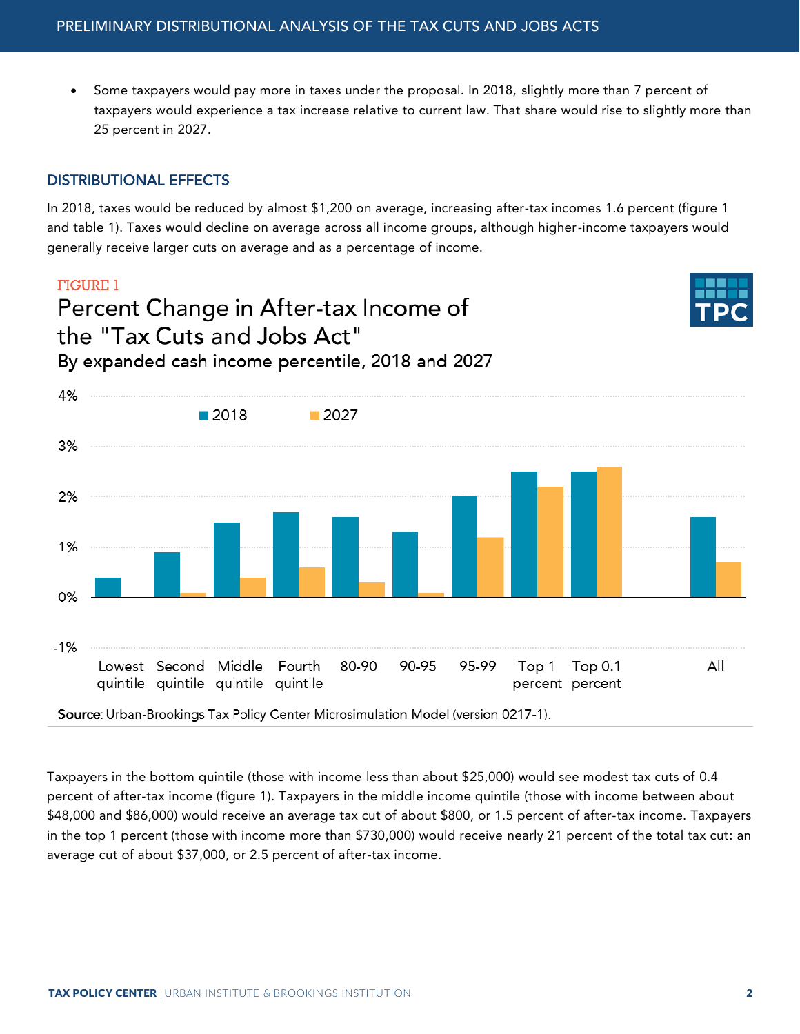- Some taxpayers would pay more in taxes under the proposal. In 2018, slightly more than 7 percent of taxpayers would experience a tax increase relative to current law. That share would rise to slightly more than 25 percent in 2027.

## DISTRIBUTIONAL EFFECTS

In 2018, taxes would be reduced by almost $1,200 on average, increasing after-tax incomes 1.6 percent (figure 1 and table 1). Taxes would decline on average across all income groups, although higher-income taxpayers would generally receive larger cuts on average and as a percentage of income.

FIGURE 1

### Percent Change in After-tax Income of the "Tax Cuts and Jobs Act"

By expanded cash income percentile, 2018 and 2027

| | 2018 | 2027 |
|---|---|---|
| Lowest quintile | 0.4% | 0.0% |
| Second quintile | 0.9% | 0.1% |
| Middle quintile | 1.5% | 0.4% |
| Fourth quintile | 1.7% | 0.6% |
| 80-90 | 1.6% | 0.3% |
| 90-95 | 1.3% | 0.1% |
| 95-99 | 2.0% | 1.2% |
| Top 1 percent | 2.5% | 2.2% |
| Top 0.1 percent | 2.5% | 2.6% |
| All | 1.6% | 0.7% |

**Source**: Urban-Brookings Tax Policy Center Microsimulation Model (version 0217-1).

Taxpayers in the bottom quintile (those with income less than about $25,000) would see modest tax cuts of 0.4 percent of after-tax income (figure 1). Taxpayers in the middle income quintile (those with income between about $48,000 and $86,000) would receive an average tax cut of about $800, or 1.5 percent of after-tax income. Taxpayers in the top 1 percent (those with income more than $730,000) would receive nearly 21 percent of the total tax cut: an average cut of about $37,000, or 2.5 percent of after-tax income.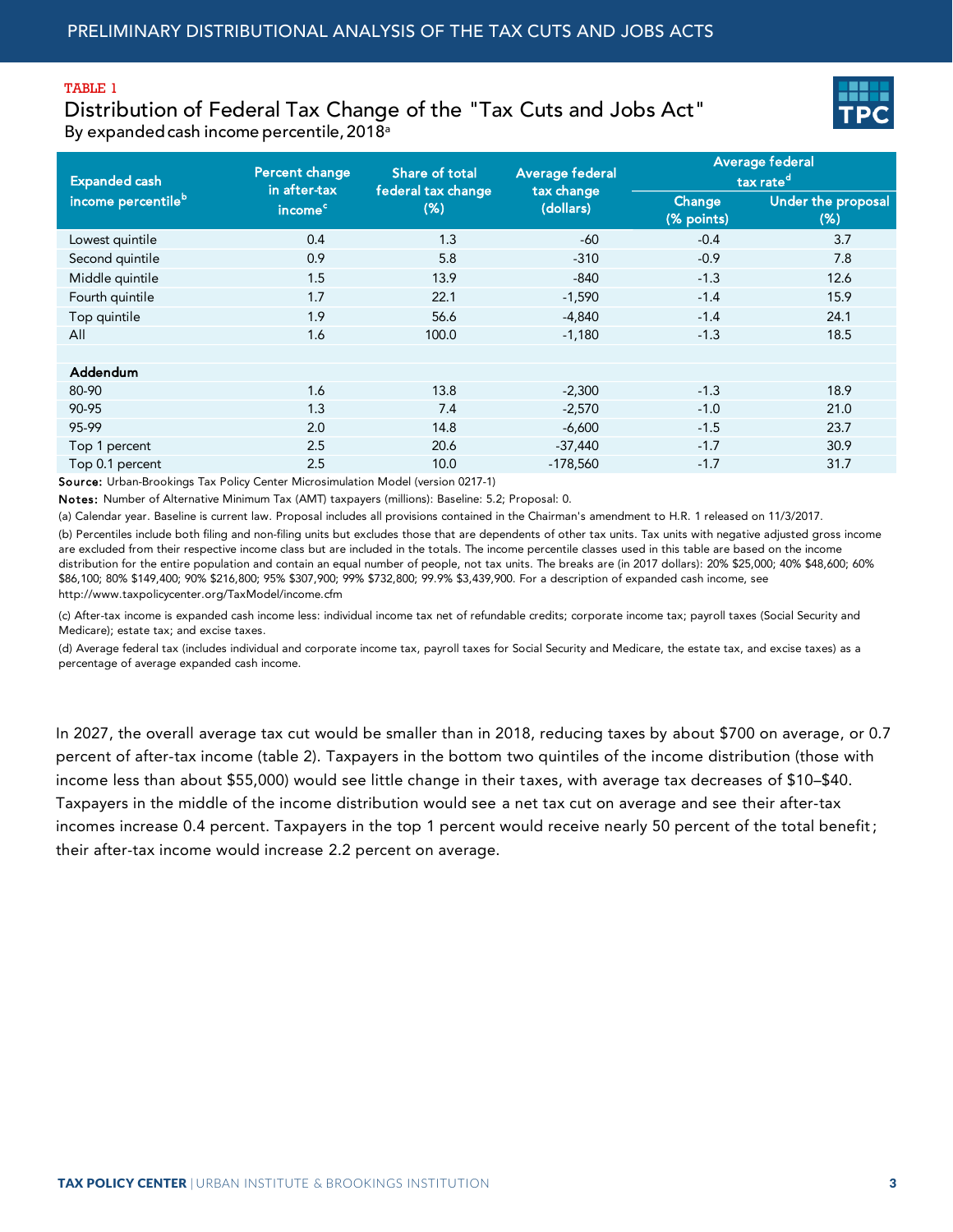TABLE 1

## Distribution of Federal Tax Change of the "Tax Cuts and Jobs Act"

By expanded cash income percentile, 2018[a]

| Expanded cash income percentile[b] | Percent change in after-tax income[c] | Share of total federal tax change (%) | Average federal tax change (dollars) | Average federal tax rate[d] | |
|---|---|---|---|---|---|
| | | | | Change (% points) | Under the proposal (%) |
| Lowest quintile | 0.4 | 1.3 | -60 | -0.4 | 3.7 |
| Second quintile | 0.9 | 5.8 | -310 | -0.9 | 7.8 |
| Middle quintile | 1.5 | 13.9 | -840 | -1.3 | 12.6 |
| Fourth quintile | 1.7 | 22.1 | -1,590 | -1.4 | 15.9 |
| Top quintile | 1.9 | 56.6 | -4,840 | -1.4 | 24.1 |
| All | 1.6 | 100.0 | -1,180 | -1.3 | 18.5 |
| | | | | | |
| **Addendum** | | | | | |
| 80-90 | 1.6 | 13.8 | -2,300 | -1.3 | 18.9 |
| 90-95 | 1.3 | 7.4 | -2,570 | -1.0 | 21.0 |
| 95-99 | 2.0 | 14.8 | -6,600 | -1.5 | 23.7 |
| Top 1 percent | 2.5 | 20.6 | -37,440 | -1.7 | 30.9 |
| Top 0.1 percent | 2.5 | 10.0 | -178,560 | -1.7 | 31.7 |

**Source:** Urban-Brookings Tax Policy Center Microsimulation Model (version 0217-1)

**Notes:** Number of Alternative Minimum Tax (AMT) taxpayers (millions): Baseline: 5.2; Proposal: 0.

(a) Calendar year. Baseline is current law. Proposal includes all provisions contained in the Chairman's amendment to H.R. 1 released on 11/3/2017.

(b) Percentiles include both filing and non-filing units but excludes those that are dependents of other tax units. Tax units with negative adjusted gross income are excluded from their respective income class but are included in the totals. The income percentile classes used in this table are based on the income distribution for the entire population and contain an equal number of people, not tax units. The breaks are (in 2017 dollars): 20% $25,000; 40% $48,600; 60% $86,100; 80% $149,400; 90% $216,800; 95% $307,900; 99% $732,800; 99.9% $3,439,900. For a description of expanded cash income, see http://www.taxpolicycenter.org/TaxModel/income.cfm

(c) After-tax income is expanded cash income less: individual income tax net of refundable credits; corporate income tax; payroll taxes (Social Security and Medicare); estate tax; and excise taxes.

(d) Average federal tax (includes individual and corporate income tax, payroll taxes for Social Security and Medicare, the estate tax, and excise taxes) as a percentage of average expanded cash income.

In 2027, the overall average tax cut would be smaller than in 2018, reducing taxes by about $700 on average, or 0.7 percent of after-tax income (table 2). Taxpayers in the bottom two quintiles of the income distribution (those with income less than about $55,000) would see little change in their taxes, with average tax decreases of $10–$40. Taxpayers in the middle of the income distribution would see a net tax cut on average and see their after-tax incomes increase 0.4 percent. Taxpayers in the top 1 percent would receive nearly 50 percent of the total benefit; their after-tax income would increase 2.2 percent on average.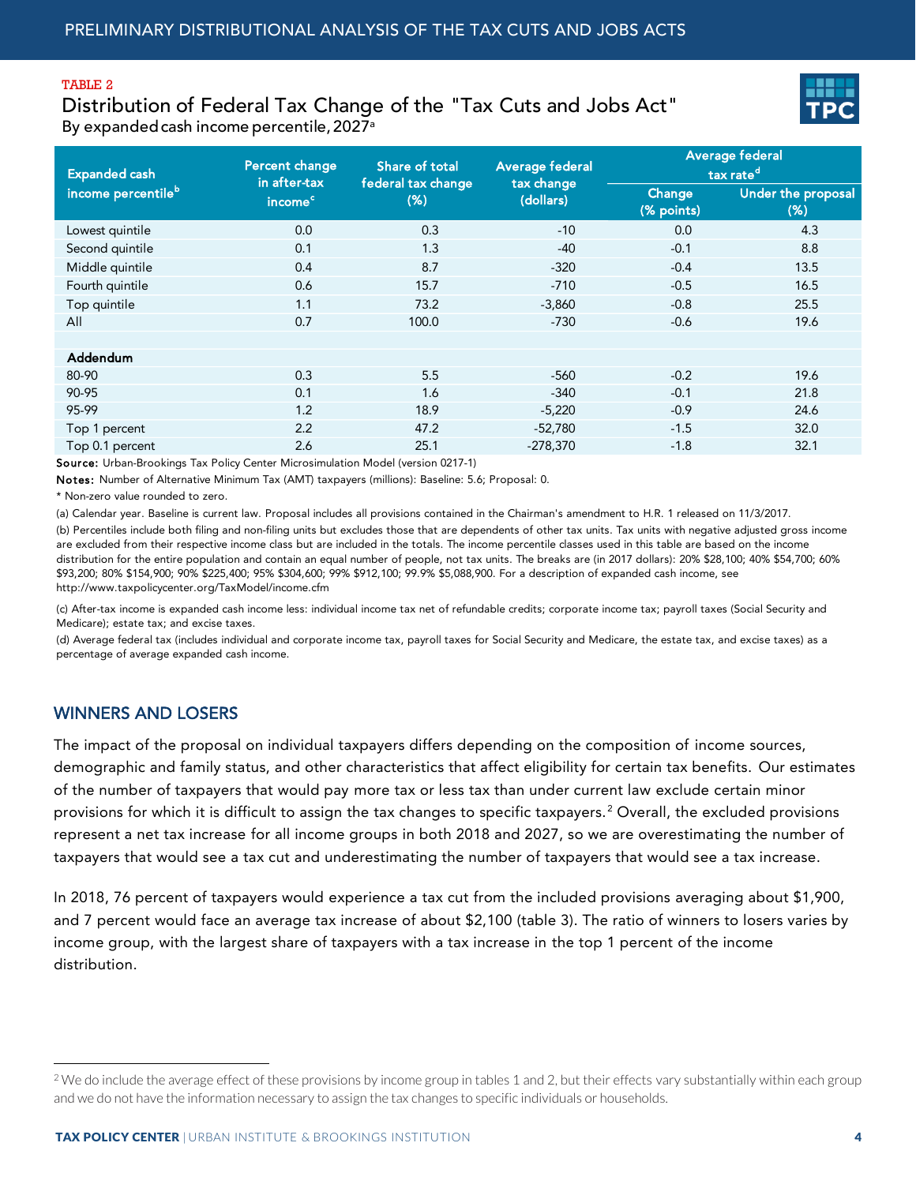TABLE 2

## Distribution of Federal Tax Change of the "Tax Cuts and Jobs Act"

By expanded cash income percentile, 2027[a]

| Expanded cash income percentile[b] | Percent change in after-tax income[c] | Share of total federal tax change (%) | Average federal tax change (dollars) | Average federal tax rate[d] | |
|---|---|---|---|---|---|
| | | | | Change (% points) | Under the proposal (%) |
| Lowest quintile | 0.0 | 0.3 | -10 | 0.0 | 4.3 |
| Second quintile | 0.1 | 1.3 | -40 | -0.1 | 8.8 |
| Middle quintile | 0.4 | 8.7 | -320 | -0.4 | 13.5 |
| Fourth quintile | 0.6 | 15.7 | -710 | -0.5 | 16.5 |
| Top quintile | 1.1 | 73.2 | -3,860 | -0.8 | 25.5 |
| All | 0.7 | 100.0 | -730 | -0.6 | 19.6 |
| | | | | | |
| **Addendum** | | | | | |
| 80-90 | 0.3 | 5.5 | -560 | -0.2 | 19.6 |
| 90-95 | 0.1 | 1.6 | -340 | -0.1 | 21.8 |
| 95-99 | 1.2 | 18.9 | -5,220 | -0.9 | 24.6 |
| Top 1 percent | 2.2 | 47.2 | -52,780 | -1.5 | 32.0 |
| Top 0.1 percent | 2.6 | 25.1 | -278,370 | -1.8 | 32.1 |

**Source:** Urban-Brookings Tax Policy Center Microsimulation Model (version 0217-1)

**Notes:** Number of Alternative Minimum Tax (AMT) taxpayers (millions): Baseline: 5.6; Proposal: 0.

* Non-zero value rounded to zero.

(a) Calendar year. Baseline is current law. Proposal includes all provisions contained in the Chairman's amendment to H.R. 1 released on 11/3/2017.

(b) Percentiles include both filing and non-filing units but excludes those that are dependents of other tax units. Tax units with negative adjusted gross income are excluded from their respective income class but are included in the totals. The income percentile classes used in this table are based on the income distribution for the entire population and contain an equal number of people, not tax units. The breaks are (in 2017 dollars): 20% $28,100; 40% $54,700; 60% $93,200; 80% $154,900; 90% $225,400; 95% $304,600; 99% $912,100; 99.9% $5,088,900. For a description of expanded cash income, see http://www.taxpolicycenter.org/TaxModel/income.cfm

(c) After-tax income is expanded cash income less: individual income tax net of refundable credits; corporate income tax; payroll taxes (Social Security and Medicare); estate tax; and excise taxes.

(d) Average federal tax (includes individual and corporate income tax, payroll taxes for Social Security and Medicare, the estate tax, and excise taxes) as a percentage of average expanded cash income.

## WINNERS AND LOSERS

The impact of the proposal on individual taxpayers differs depending on the composition of income sources, demographic and family status, and other characteristics that affect eligibility for certain tax benefits. Our estimates of the number of taxpayers that would pay more tax or less tax than under current law exclude certain minor provisions for which it is difficult to assign the tax changes to specific taxpayers.[2] Overall, the excluded provisions represent a net tax increase for all income groups in both 2018 and 2027, so we are overestimating the number of taxpayers that would see a tax cut and underestimating the number of taxpayers that would see a tax increase.

In 2018, 76 percent of taxpayers would experience a tax cut from the included provisions averaging about $1,900, and 7 percent would face an average tax increase of about $2,100 (table 3). The ratio of winners to losers varies by income group, with the largest share of taxpayers with a tax increase in the top 1 percent of the income distribution.

[2] We do include the average effect of these provisions by income group in tables 1 and 2, but their effects vary substantially within each group and we do not have the information necessary to assign the tax changes to specific individuals or households.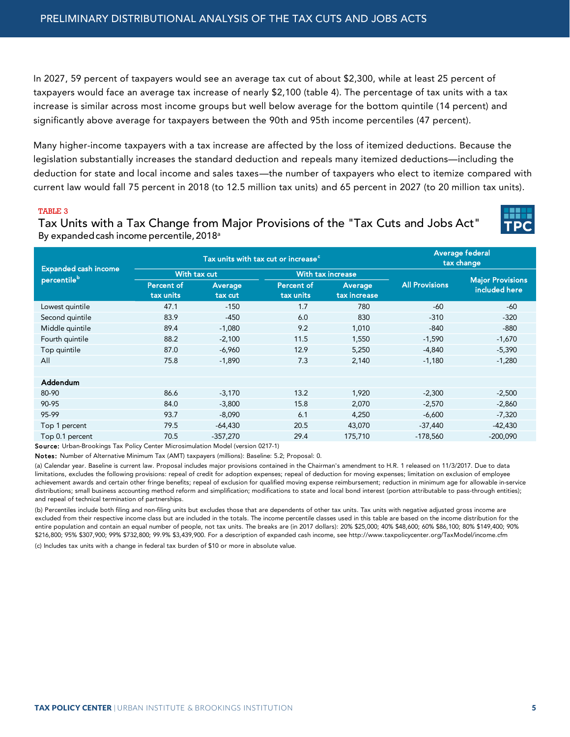In 2027, 59 percent of taxpayers would see an average tax cut of about $2,300, while at least 25 percent of taxpayers would face an average tax increase of nearly $2,100 (table 4). The percentage of tax units with a tax increase is similar across most income groups but well below average for the bottom quintile (14 percent) and significantly above average for taxpayers between the 90th and 95th income percentiles (47 percent).

Many higher-income taxpayers with a tax increase are affected by the loss of itemized deductions. Because the legislation substantially increases the standard deduction and repeals many itemized deductions—including the deduction for state and local income and sales taxes—the number of taxpayers who elect to itemize compared with current law would fall 75 percent in 2018 (to 12.5 million tax units) and 65 percent in 2027 (to 20 million tax units).

TABLE 3

### Tax Units with a Tax Change from Major Provisions of the "Tax Cuts and Jobs Act"

By expanded cash income percentile, 2018[a]

| Expanded cash income percentile[b] | Tax units with tax cut or increase[c] | | | | Average federal tax change | |
|---|---|---|---|---|---|---|
| | With tax cut | | With tax increase | | All Provisions | Major Provisions included here |
| | Percent of tax units | Average tax cut | Percent of tax units | Average tax increase | | |
| Lowest quintile | 47.1 | -150 | 1.7 | 780 | -60 | -60 |
| Second quintile | 83.9 | -450 | 6.0 | 830 | -310 | -320 |
| Middle quintile | 89.4 | -1,080 | 9.2 | 1,010 | -840 | -880 |
| Fourth quintile | 88.2 | -2,100 | 11.5 | 1,550 | -1,590 | -1,670 |
| Top quintile | 87.0 | -6,960 | 12.9 | 5,250 | -4,840 | -5,390 |
| All | 75.8 | -1,890 | 7.3 | 2,140 | -1,180 | -1,280 |
| | | | | | | |
| **Addendum** | | | | | | |
| 80-90 | 86.6 | -3,170 | 13.2 | 1,920 | -2,300 | -2,500 |
| 90-95 | 84.0 | -3,800 | 15.8 | 2,070 | -2,570 | -2,860 |
| 95-99 | 93.7 | -8,090 | 6.1 | 4,250 | -6,600 | -7,320 |
| Top 1 percent | 79.5 | -64,430 | 20.5 | 43,070 | -37,440 | -42,430 |
| Top 0.1 percent | 70.5 | -357,270 | 29.4 | 175,710 | -178,560 | -200,090 |

**Source:** Urban-Brookings Tax Policy Center Microsimulation Model (version 0217-1)

**Notes:** Number of Alternative Minimum Tax (AMT) taxpayers (millions): Baseline: 5.2; Proposal: 0.

(a) Calendar year. Baseline is current law. Proposal includes major provisions contained in the Chairman's amendment to H.R. 1 released on 11/3/2017. Due to data limitations, excludes the following provisions: repeal of credit for adoption expenses; repeal of deduction for moving expenses; limitation on exclusion of employee achievement awards and certain other fringe benefits; repeal of exclusion for qualified moving expense reimbursement; reduction in minimum age for allowable in-service distributions; small business accounting method reform and simplification; modifications to state and local bond interest (portion attributable to pass-through entities); and repeal of technical termination of partnerships.

(b) Percentiles include both filing and non-filing units but excludes those that are dependents of other tax units. Tax units with negative adjusted gross income are excluded from their respective income class but are included in the totals. The income percentile classes used in this table are based on the income distribution for the entire population and contain an equal number of people, not tax units. The breaks are (in 2017 dollars): 20% $25,000; 40% $48,600; 60% $86,100; 80% $149,400; 90% $216,800; 95% $307,900; 99% $732,800; 99.9% $3,439,900. For a description of expanded cash income, see http://www.taxpolicycenter.org/TaxModel/income.cfm

(c) Includes tax units with a change in federal tax burden of $10 or more in absolute value.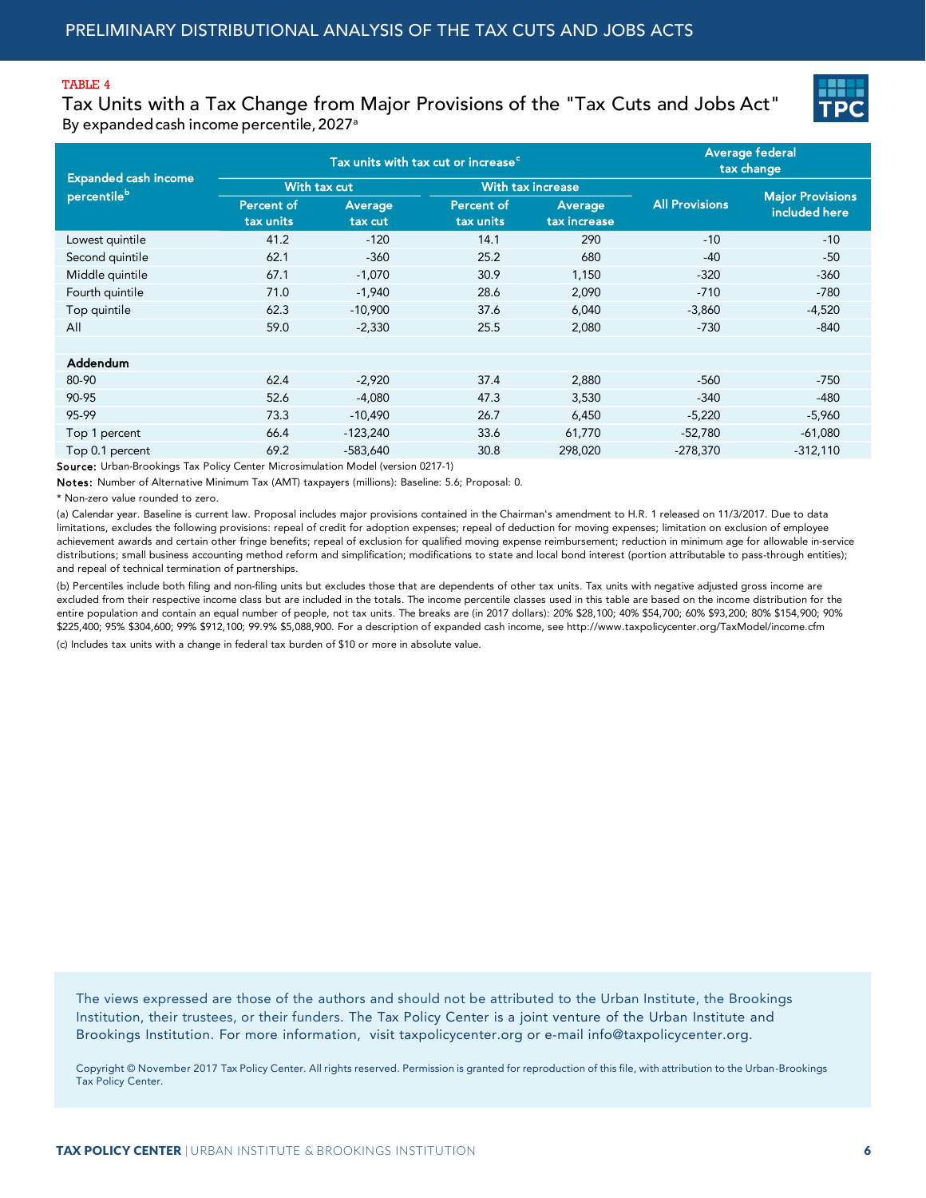TABLE 4

# Tax Units with a Tax Change from Major Provisions of the "Tax Cuts and Jobs Act"

By expanded cash income percentile, 2027[a]

| Expanded cash income percentile[b] | Tax units with tax cut or increase[c] | | | | Average federal tax change | |
|---|---|---|---|---|---|---|
| | With tax cut | | With tax increase | | All Provisions | Major Provisions included here |
| | Percent of tax units | Average tax cut | Percent of tax units | Average tax increase | | |
| Lowest quintile | 41.2 | -120 | 14.1 | 290 | -10 | -10 |
| Second quintile | 62.1 | -360 | 25.2 | 680 | -40 | -50 |
| Middle quintile | 67.1 | -1,070 | 30.9 | 1,150 | -320 | -360 |
| Fourth quintile | 71.0 | -1,940 | 28.6 | 2,090 | -710 | -780 |
| Top quintile | 62.3 | -10,900 | 37.6 | 6,040 | -3,860 | -4,520 |
| All | 59.0 | -2,330 | 25.5 | 2,080 | -730 | -840 |
| | | | | | | |
| **Addendum** | | | | | | |
| 80-90 | 62.4 | -2,920 | 37.4 | 2,880 | -560 | -750 |
| 90-95 | 52.6 | -4,080 | 47.3 | 3,530 | -340 | -480 |
| 95-99 | 73.3 | -10,490 | 26.7 | 6,450 | -5,220 | -5,960 |
| Top 1 percent | 66.4 | -123,240 | 33.6 | 61,770 | -52,780 | -61,080 |
| Top 0.1 percent | 69.2 | -583,640 | 30.8 | 298,020 | -278,370 | -312,110 |

**Source:** Urban-Brookings Tax Policy Center Microsimulation Model (version 0217-1)

**Notes:** Number of Alternative Minimum Tax (AMT) taxpayers (millions): Baseline: 5.6; Proposal: 0.

* Non-zero value rounded to zero.

(a) Calendar year. Baseline is current law. Proposal includes major provisions contained in the Chairman's amendment to H.R. 1 released on 11/3/2017. Due to data limitations, excludes the following provisions: repeal of credit for adoption expenses; repeal of deduction for moving expenses; limitation on exclusion of employee achievement awards and certain other fringe benefits; repeal of exclusion for qualified moving expense reimbursement; reduction in minimum age for allowable in-service distributions; small business accounting method reform and simplification; modifications to state and local bond interest (portion attributable to pass-through entities); and repeal of technical termination of partnerships.

(b) Percentiles include both filing and non-filing units but excludes those that are dependents of other tax units. Tax units with negative adjusted gross income are excluded from their respective income class but are included in the totals. The income percentile classes used in this table are based on the income distribution for the entire population and contain an equal number of people, not tax units. The breaks are (in 2017 dollars): 20% $28,100; 40% $54,700; 60% $93,200; 80% $154,900; 90% $225,400; 95% $304,600; 99% $912,100; 99.9% $5,088,900. For a description of expanded cash income, see http://www.taxpolicycenter.org/TaxModel/income.cfm

(c) Includes tax units with a change in federal tax burden of $10 or more in absolute value.

The views expressed are those of the authors and should not be attributed to the Urban Institute, the Brookings Institution, their trustees, or their funders. The Tax Policy Center is a joint venture of the Urban Institute and Brookings Institution. For more information, visit taxpolicycenter.org or e-mail info@taxpolicycenter.org.

Copyright © November 2017 Tax Policy Center. All rights reserved. Permission is granted for reproduction of this file, with attribution to the Urban-Brookings Tax Policy Center.